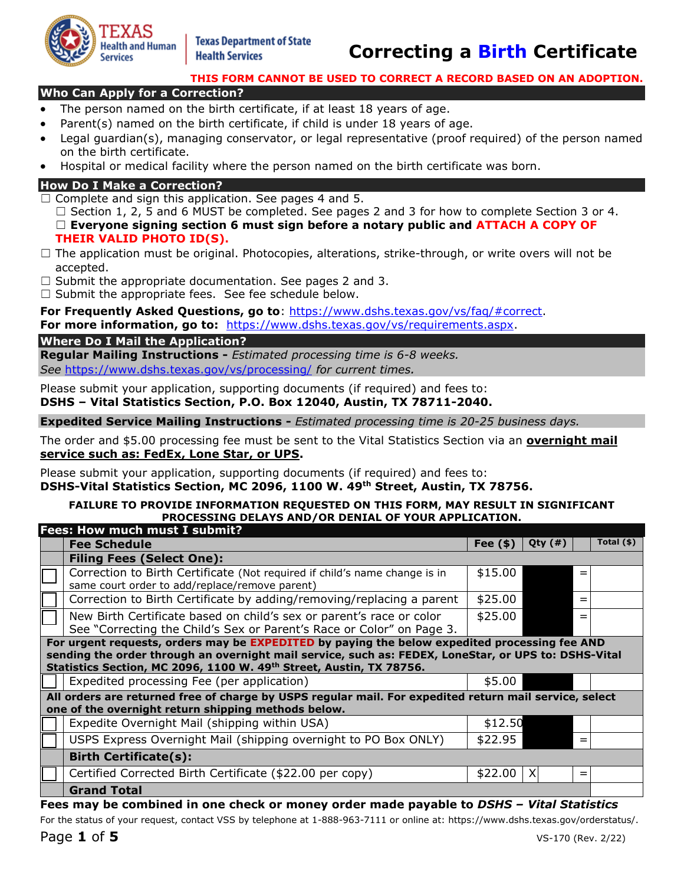Texas Health and Human Services | Texas Department of State Health Services

# Correcting a Birth Certificate

**THIS FORM CANNOT BE USED TO CORRECT A RECORD BASED ON AN ADOPTION.**

## Who Can Apply for a Correction?

- The person named on the birth certificate, if at least 18 years of age.
- Parent(s) named on the birth certificate, if child is under 18 years of age.
- Legal guardian(s), managing conservator, or legal representative (proof required) of the person named on the birth certificate.
- Hospital or medical facility where the person named on the birth certificate was born.

## How Do I Make a Correction?

☐ Complete and sign this application. See pages 4 and 5.
  ☐ Section 1, 2, 5 and 6 MUST be completed. See pages 2 and 3 for how to complete Section 3 or 4.
  ☐ **Everyone signing section 6 must sign before a notary public and ATTACH A COPY OF THEIR VALID PHOTO ID(S).**

☐ The application must be original. Photocopies, alterations, strike-through, or write overs will not be accepted.

☐ Submit the appropriate documentation. See pages 2 and 3.

☐ Submit the appropriate fees. See fee schedule below.

**For Frequently Asked Questions, go to**: https://www.dshs.texas.gov/vs/faq/#correct.
**For more information, go to:** https://www.dshs.texas.gov/vs/requirements.aspx.

## Where Do I Mail the Application?

**Regular Mailing Instructions -** *Estimated processing time is 6-8 weeks. See https://www.dshs.texas.gov/vs/processing/ for current times.*

Please submit your application, supporting documents (if required) and fees to:
**DSHS – Vital Statistics Section, P.O. Box 12040, Austin, TX 78711-2040.**

**Expedited Service Mailing Instructions -** *Estimated processing time is 20-25 business days.*

The order and $5.00 processing fee must be sent to the Vital Statistics Section via an **overnight mail service such as: FedEx, Lone Star, or UPS**.

Please submit your application, supporting documents (if required) and fees to:
**DSHS-Vital Statistics Section, MC 2096, 1100 W. 49th Street, Austin, TX 78756.**

**FAILURE TO PROVIDE INFORMATION REQUESTED ON THIS FORM, MAY RESULT IN SIGNIFICANT PROCESSING DELAYS AND/OR DENIAL OF YOUR APPLICATION.**

## Fees: How much must I submit?

| | Fee Schedule | Fee ($) | Qty (#) | | Total ($) |
|---|---|---|---|---|---|
| | **Filing Fees (Select One):** | | | | |
| ☐ | Correction to Birth Certificate (Not required if child's name change is in same court order to add/replace/remove parent) | $15.00 | | = | |
| ☐ | Correction to Birth Certificate by adding/removing/replacing a parent | $25.00 | | = | |
| ☐ | New Birth Certificate based on child's sex or parent's race or color See "Correcting the Child's Sex or Parent's Race or Color" on Page 3. | $25.00 | | = | |
| | **For urgent requests, orders may be EXPEDITED by paying the below expedited processing fee AND sending the order through an overnight mail service, such as: FEDEX, LoneStar, or UPS to: DSHS-Vital Statistics Section, MC 2096, 1100 W. 49th Street, Austin, TX 78756.** | | | | |
| ☐ | Expedited processing Fee (per application) | $5.00 | | | |
| | **All orders are returned free of charge by USPS regular mail. For expedited return mail service, select one of the overnight return shipping methods below.** | | | | |
| ☐ | Expedite Overnight Mail (shipping within USA) | $12.50 | | | |
| ☐ | USPS Express Overnight Mail (shipping overnight to PO Box ONLY) | $22.95 | | = | |
| | **Birth Certificate(s):** | | | | |
| ☐ | Certified Corrected Birth Certificate ($22.00 per copy) | $22.00 | X | = | |
| | **Grand Total** | | | | |

**Fees may be combined in one check or money order made payable to *DSHS – Vital Statistics***

For the status of your request, contact VSS by telephone at 1-888-963-7111 or online at: https://www.dshs.texas.gov/orderstatus/.

VS-170 (Rev. 2/22)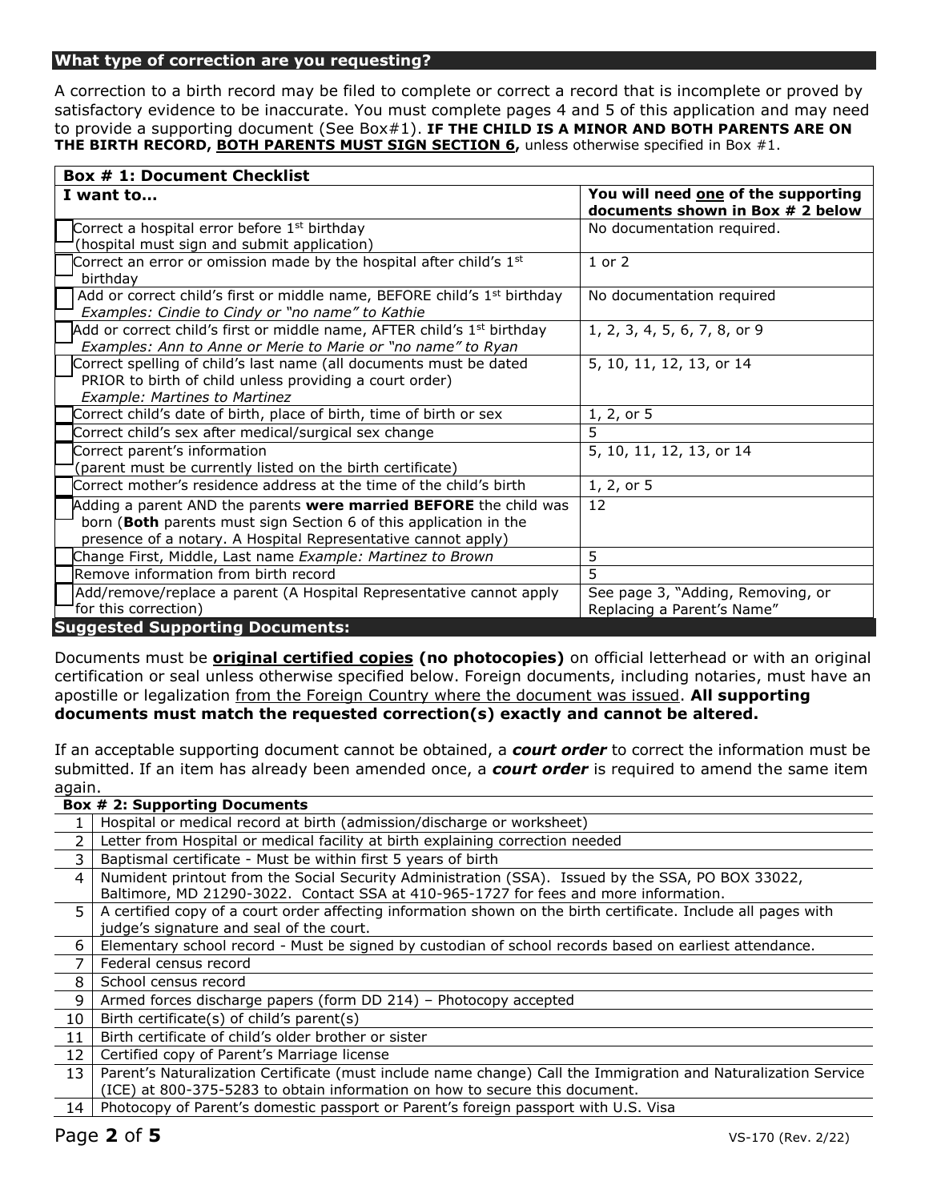## What type of correction are you requesting?

A correction to a birth record may be filed to complete or correct a record that is incomplete or proved by satisfactory evidence to be inaccurate. You must complete pages 4 and 5 of this application and may need to provide a supporting document (See Box#1). **IF THE CHILD IS A MINOR AND BOTH PARENTS ARE ON THE BIRTH RECORD, BOTH PARENTS MUST SIGN SECTION 6,** unless otherwise specified in Box #1.

**Box # 1: Document Checklist**

| I want to... | You will need one of the supporting documents shown in Box # 2 below |
|---|---|
| ☐ Correct a hospital error before 1st birthday (hospital must sign and submit application) | No documentation required. |
| ☐ Correct an error or omission made by the hospital after child's 1st birthday | 1 or 2 |
| ☐ Add or correct child's first or middle name, BEFORE child's 1st birthday *Examples: Cindie to Cindy or "no name" to Kathie* | No documentation required |
| ☐ Add or correct child's first or middle name, AFTER child's 1st birthday *Examples: Ann to Anne or Merie to Marie or "no name" to Ryan* | 1, 2, 3, 4, 5, 6, 7, 8, or 9 |
| ☐ Correct spelling of child's last name (all documents must be dated PRIOR to birth of child unless providing a court order) *Example: Martines to Martinez* | 5, 10, 11, 12, 13, or 14 |
| ☐ Correct child's date of birth, place of birth, time of birth or sex | 1, 2, or 5 |
| ☐ Correct child's sex after medical/surgical sex change | 5 |
| ☐ Correct parent's information (parent must be currently listed on the birth certificate) | 5, 10, 11, 12, 13, or 14 |
| ☐ Correct mother's residence address at the time of the child's birth | 1, 2, or 5 |
| ☐ Adding a parent AND the parents **were married BEFORE** the child was born (**Both** parents must sign Section 6 of this application in the presence of a notary. A Hospital Representative cannot apply) | 12 |
| ☐ Change First, Middle, Last name *Example: Martinez to Brown* | 5 |
| ☐ Remove information from birth record | 5 |
| ☐ Add/remove/replace a parent (A Hospital Representative cannot apply for this correction) | See page 3, "Adding, Removing, or Replacing a Parent's Name" |

## Suggested Supporting Documents:

Documents must be **original certified copies (no photocopies)** on official letterhead or with an original certification or seal unless otherwise specified below. Foreign documents, including notaries, must have an apostille or legalization from the Foreign Country where the document was issued. **All supporting documents must match the requested correction(s) exactly and cannot be altered.**

If an acceptable supporting document cannot be obtained, a ***court order*** to correct the information must be submitted. If an item has already been amended once, a ***court order*** is required to amend the same item again.

| | **Box # 2: Supporting Documents** |
|---|---|
| 1 | Hospital or medical record at birth (admission/discharge or worksheet) |
| 2 | Letter from Hospital or medical facility at birth explaining correction needed |
| 3 | Baptismal certificate - Must be within first 5 years of birth |
| 4 | Numident printout from the Social Security Administration (SSA). Issued by the SSA, PO BOX 33022, Baltimore, MD 21290-3022. Contact SSA at 410-965-1727 for fees and more information. |
| 5 | A certified copy of a court order affecting information shown on the birth certificate. Include all pages with judge's signature and seal of the court. |
| 6 | Elementary school record - Must be signed by custodian of school records based on earliest attendance. |
| 7 | Federal census record |
| 8 | School census record |
| 9 | Armed forces discharge papers (form DD 214) – Photocopy accepted |
| 10 | Birth certificate(s) of child's parent(s) |
| 11 | Birth certificate of child's older brother or sister |
| 12 | Certified copy of Parent's Marriage license |
| 13 | Parent's Naturalization Certificate (must include name change) Call the Immigration and Naturalization Service (ICE) at 800-375-5283 to obtain information on how to secure this document. |
| 14 | Photocopy of Parent's domestic passport or Parent's foreign passport with U.S. Visa |

VS-170 (Rev. 2/22)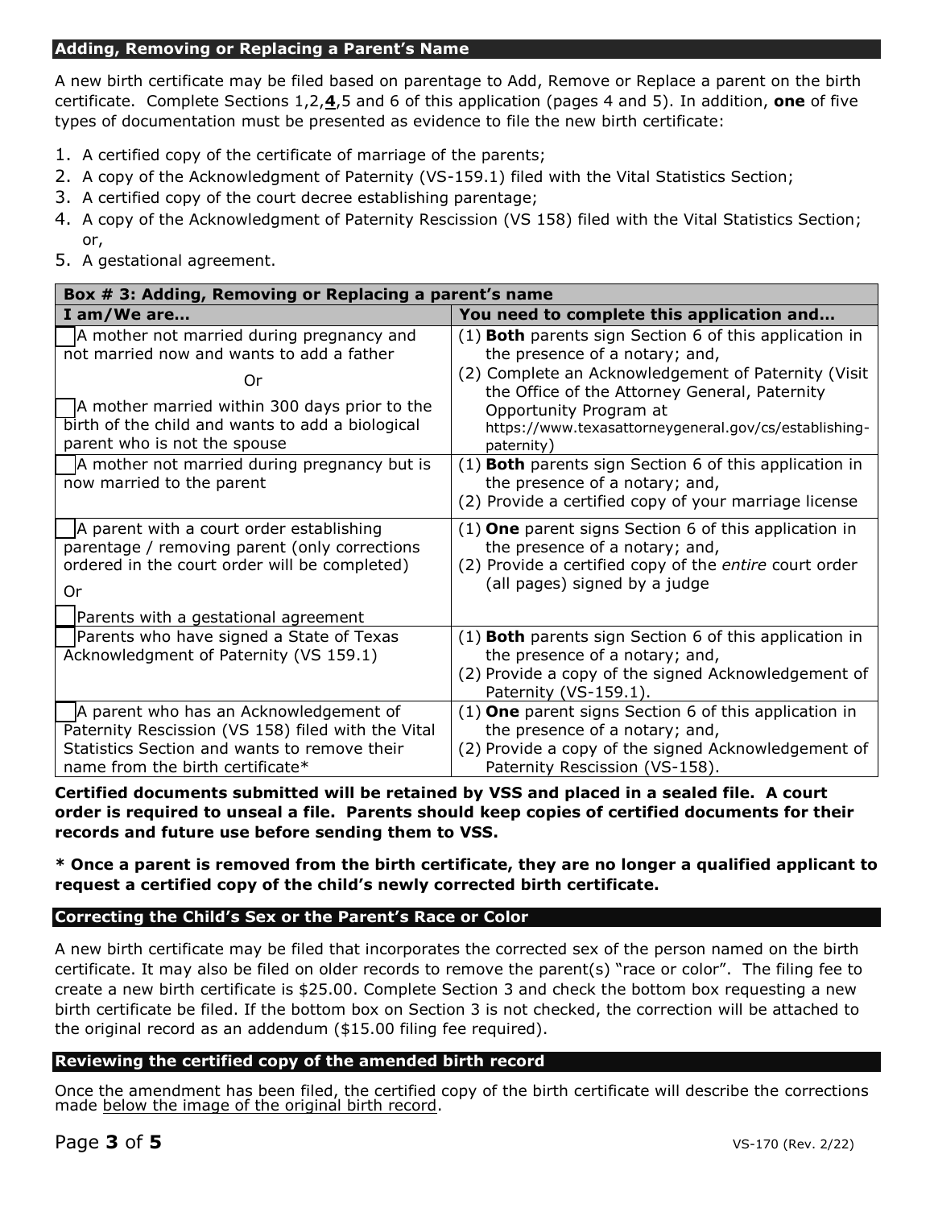## Adding, Removing or Replacing a Parent's Name

A new birth certificate may be filed based on parentage to Add, Remove or Replace a parent on the birth certificate. Complete Sections 1,2,**4**,5 and 6 of this application (pages 4 and 5). In addition, **one** of five types of documentation must be presented as evidence to file the new birth certificate:

1. A certified copy of the certificate of marriage of the parents;
2. A copy of the Acknowledgment of Paternity (VS-159.1) filed with the Vital Statistics Section;
3. A certified copy of the court decree establishing parentage;
4. A copy of the Acknowledgment of Paternity Rescission (VS 158) filed with the Vital Statistics Section; or,
5. A gestational agreement.

| **Box # 3: Adding, Removing or Replacing a parent's name** | |
|---|---|
| **I am/We are…** | **You need to complete this application and…** |
| ☐ A mother not married during pregnancy and not married now and wants to add a father<br>Or<br>☐ A mother married within 300 days prior to the birth of the child and wants to add a biological parent who is not the spouse | (1) **Both** parents sign Section 6 of this application in the presence of a notary; and,<br>(2) Complete an Acknowledgement of Paternity (Visit the Office of the Attorney General, Paternity Opportunity Program at https://www.texasattorneygeneral.gov/cs/establishing-paternity) |
| ☐ A mother not married during pregnancy but is now married to the parent | (1) **Both** parents sign Section 6 of this application in the presence of a notary; and,<br>(2) Provide a certified copy of your marriage license |
| ☐ A parent with a court order establishing parentage / removing parent (only corrections ordered in the court order will be completed)<br>Or<br>☐ Parents with a gestational agreement | (1) **One** parent signs Section 6 of this application in the presence of a notary; and,<br>(2) Provide a certified copy of the *entire* court order (all pages) signed by a judge |
| ☐ Parents who have signed a State of Texas Acknowledgment of Paternity (VS 159.1) | (1) **Both** parents sign Section 6 of this application in the presence of a notary; and,<br>(2) Provide a copy of the signed Acknowledgement of Paternity (VS-159.1). |
| ☐ A parent who has an Acknowledgement of Paternity Rescission (VS 158) filed with the Vital Statistics Section and wants to remove their name from the birth certificate* | (1) **One** parent signs Section 6 of this application in the presence of a notary; and,<br>(2) Provide a copy of the signed Acknowledgement of Paternity Rescission (VS-158). |

**Certified documents submitted will be retained by VSS and placed in a sealed file. A court order is required to unseal a file. Parents should keep copies of certified documents for their records and future use before sending them to VSS.**

**\* Once a parent is removed from the birth certificate, they are no longer a qualified applicant to request a certified copy of the child's newly corrected birth certificate.**

## Correcting the Child's Sex or the Parent's Race or Color

A new birth certificate may be filed that incorporates the corrected sex of the person named on the birth certificate. It may also be filed on older records to remove the parent(s) "race or color". The filing fee to create a new birth certificate is $25.00. Complete Section 3 and check the bottom box requesting a new birth certificate be filed. If the bottom box on Section 3 is not checked, the correction will be attached to the original record as an addendum ($15.00 filing fee required).

## Reviewing the certified copy of the amended birth record

Once the amendment has been filed, the certified copy of the birth certificate will describe the corrections made <u>below the image of the original birth record</u>.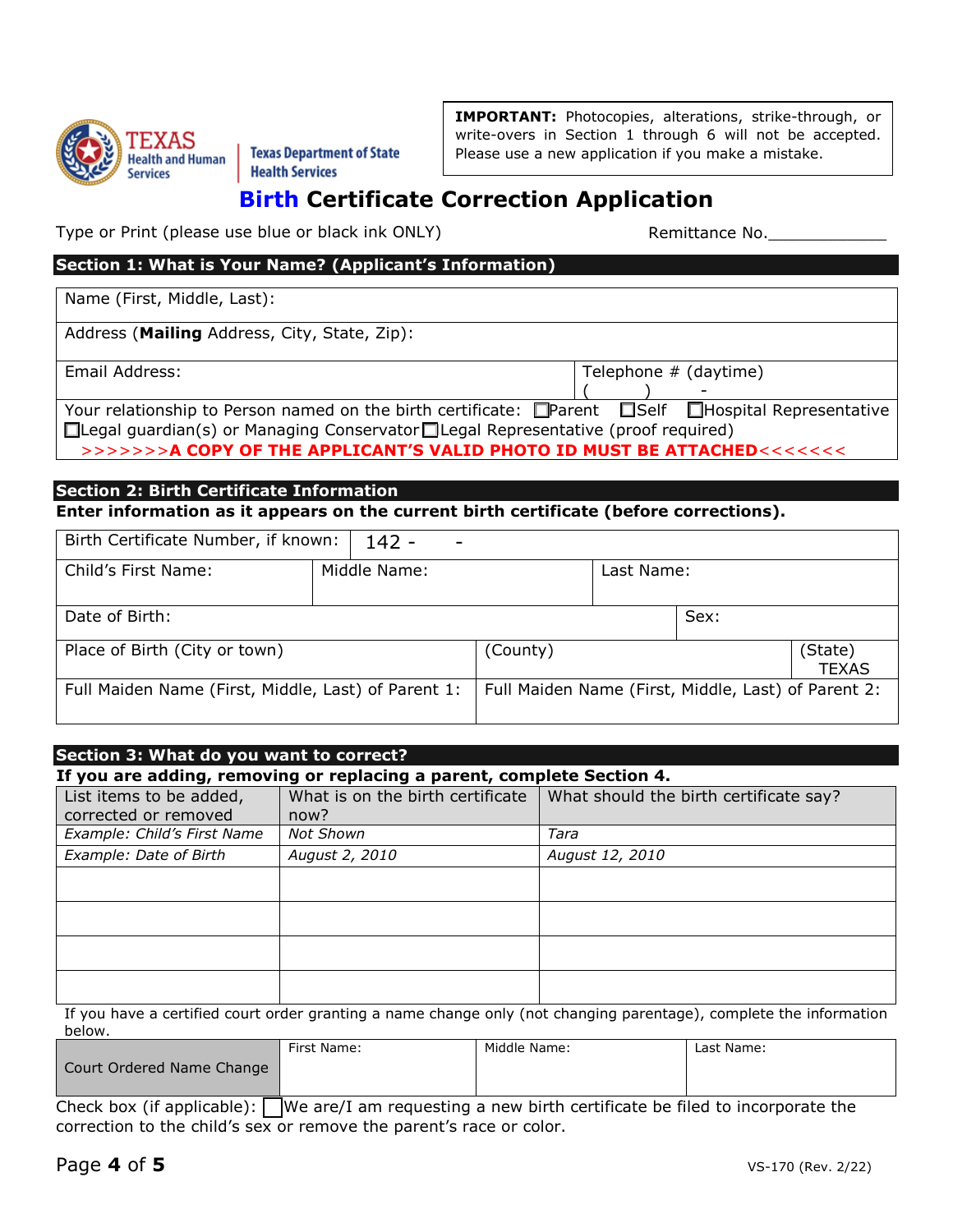TEXAS Health and Human Services | Texas Department of State Health Services

**IMPORTANT:** Photocopies, alterations, strike-through, or write-overs in Section 1 through 6 will not be accepted. Please use a new application if you make a mistake.

# Birth Certificate Correction Application

Type or Print (please use blue or black ink ONLY)

Remittance No.____________

## Section 1: What is Your Name? (Applicant's Information)

| | |
|---|---|
| Name (First, Middle, Last): | |
| Address (**Mailing** Address, City, State, Zip): | |
| Email Address: | Telephone # (daytime) ( ) - |

Your relationship to Person named on the birth certificate: ☐Parent ☐Self ☐Hospital Representative ☐Legal guardian(s) or Managing Conservator ☐Legal Representative (proof required)

**>>>>>>>A COPY OF THE APPLICANT'S VALID PHOTO ID MUST BE ATTACHED<<<<<<<**

## Section 2: Birth Certificate Information

**Enter information as it appears on the current birth certificate (before corrections).**

| | | |
|---|---|---|
| Birth Certificate Number, if known: 142 - - | | |
| Child's First Name: | Middle Name: | Last Name: |
| Date of Birth: | | Sex: |
| Place of Birth (City or town) | (County) | (State) TEXAS |
| Full Maiden Name (First, Middle, Last) of Parent 1: | Full Maiden Name (First, Middle, Last) of Parent 2: | |

## Section 3: What do you want to correct?

**If you are adding, removing or replacing a parent, complete Section 4.**

| List items to be added, corrected or removed | What is on the birth certificate now? | What should the birth certificate say? |
|---|---|---|
| *Example: Child's First Name* | *Not Shown* | *Tara* |
| *Example: Date of Birth* | *August 2, 2010* | *August 12, 2010* |
| | | |
| | | |
| | | |
| | | |

If you have a certified court order granting a name change only (not changing parentage), complete the information below.

| | First Name: | Middle Name: | Last Name: |
|---|---|---|---|
| Court Ordered Name Change | | | |

Check box (if applicable): ☐We are/I am requesting a new birth certificate be filed to incorporate the correction to the child's sex or remove the parent's race or color.

VS-170 (Rev. 2/22)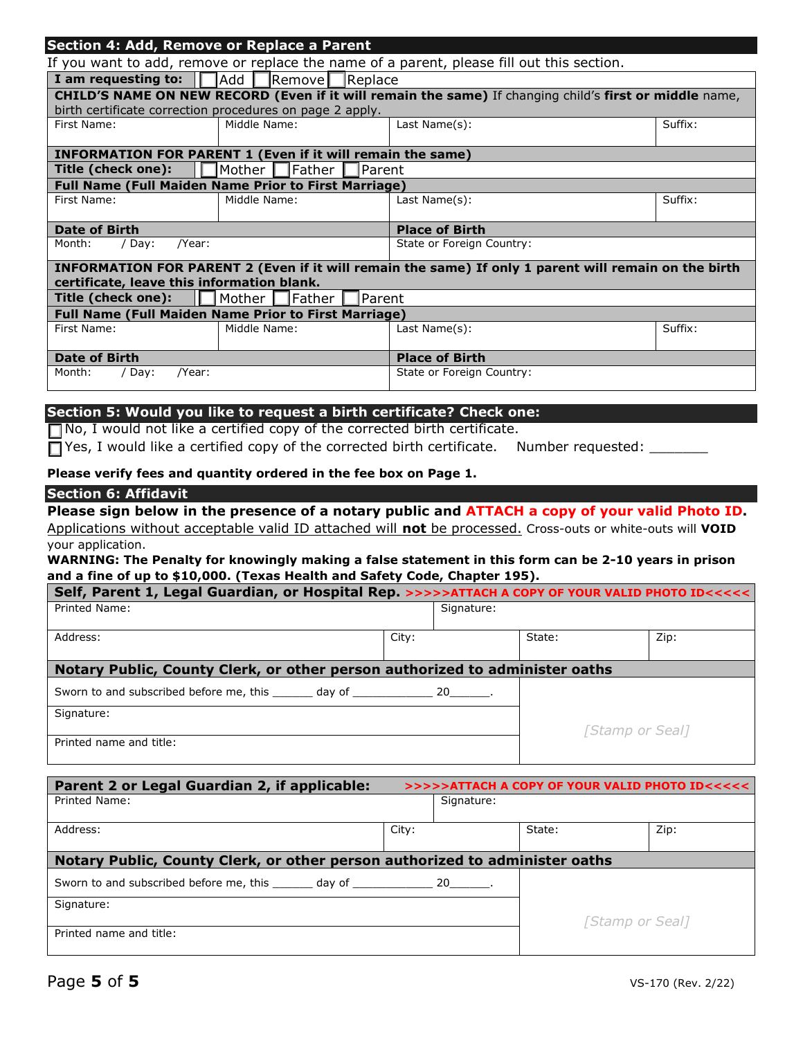## Section 4: Add, Remove or Replace a Parent

If you want to add, remove or replace the name of a parent, please fill out this section.

| | | | |
|---|---|---|---|
| **I am requesting to:** ☐ Add ☐ Remove ☐ Replace | | | |
| **CHILD'S NAME ON NEW RECORD (Even if it will remain the same)** If changing child's **first or middle** name, birth certificate correction procedures on page 2 apply. | | | |
| First Name: | Middle Name: | Last Name(s): | Suffix: |
| **INFORMATION FOR PARENT 1 (Even if it will remain the same)** | | | |
| **Title (check one):** ☐ Mother ☐ Father ☐ Parent | | | |
| **Full Name (Full Maiden Name Prior to First Marriage)** | | | |
| First Name: | Middle Name: | Last Name(s): | Suffix: |
| **Date of Birth** | | **Place of Birth** | |
| Month: / Day: /Year: | | State or Foreign Country: | |
| **INFORMATION FOR PARENT 2 (Even if it will remain the same) If only 1 parent will remain on the birth certificate, leave this information blank.** | | | |
| **Title (check one):** ☐ Mother ☐ Father ☐ Parent | | | |
| **Full Name (Full Maiden Name Prior to First Marriage)** | | | |
| First Name: | Middle Name: | Last Name(s): | Suffix: |
| **Date of Birth** | | **Place of Birth** | |
| Month: / Day: /Year: | | State or Foreign Country: | |

## Section 5: Would you like to request a birth certificate? Check one:

☐ No, I would not like a certified copy of the corrected birth certificate.

☐ Yes, I would like a certified copy of the corrected birth certificate. Number requested: _______

**Please verify fees and quantity ordered in the fee box on Page 1.**

## Section 6: Affidavit

**Please sign below in the presence of a notary public and ATTACH a copy of your valid Photo ID.** Applications without acceptable valid ID attached will **not** be processed. Cross-outs or white-outs will **VOID** your application.

**WARNING: The Penalty for knowingly making a false statement in this form can be 2-10 years in prison and a fine of up to $10,000. (Texas Health and Safety Code, Chapter 195).**

| | | | |
|---|---|---|---|
| **Self, Parent 1, Legal Guardian, or Hospital Rep.** >>>>>ATTACH A COPY OF YOUR VALID PHOTO ID<<<<< | | | |
| Printed Name: | Signature: | | |
| Address: | City: | State: | Zip: |
| **Notary Public, County Clerk, or other person authorized to administer oaths** | | | |
| Sworn to and subscribed before me, this ______ day of ____________ 20______. | | [Stamp or Seal] | |
| Signature: | | | |
| Printed name and title: | | | |

| | | | |
|---|---|---|---|
| **Parent 2 or Legal Guardian 2, if applicable:** >>>>>ATTACH A COPY OF YOUR VALID PHOTO ID<<<<< | | | |
| Printed Name: | Signature: | | |
| Address: | City: | State: | Zip: |
| **Notary Public, County Clerk, or other person authorized to administer oaths** | | | |
| Sworn to and subscribed before me, this ______ day of ____________ 20______. | | [Stamp or Seal] | |
| Signature: | | | |
| Printed name and title: | | | |

VS-170 (Rev. 2/22)